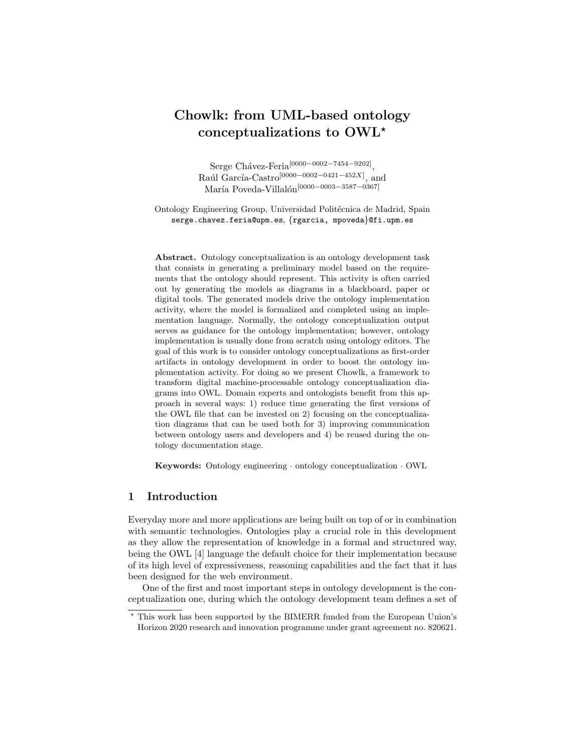# Chowlk: from UML-based ontology conceptualizations to OWL*

Serge Chávez-Feria[0000−0002−7454−9202], Raúl García-Castro[0000−0002−0421−452X], and María Poveda-Villalón[0000−0003−3587−0367]

Ontology Engineering Group, Universidad Politécnica de Madrid, Spain
serge.chavez.feria@upm.es, {rgarcia, mpoveda}@fi.upm.es

**Abstract.** Ontology conceptualization is an ontology development task that consists in generating a preliminary model based on the requirements that the ontology should represent. This activity is often carried out by generating the models as diagrams in a blackboard, paper or digital tools. The generated models drive the ontology implementation activity, where the model is formalized and completed using an implementation language. Normally, the ontology conceptualization output serves as guidance for the ontology implementation; however, ontology implementation is usually done from scratch using ontology editors. The goal of this work is to consider ontology conceptualizations as first-order artifacts in ontology development in order to boost the ontology implementation activity. For doing so we present Chowlk, a framework to transform digital machine-processable ontology conceptualization diagrams into OWL. Domain experts and ontologists benefit from this approach in several ways: 1) reduce time generating the first versions of the OWL file that can be invested on 2) focusing on the conceptualization diagrams that can be used both for 3) improving communication between ontology users and developers and 4) be reused during the ontology documentation stage.

**Keywords:** Ontology engineering · ontology conceptualization · OWL

## 1 Introduction

Everyday more and more applications are being built on top of or in combination with semantic technologies. Ontologies play a crucial role in this development as they allow the representation of knowledge in a formal and structured way, being the OWL [4] language the default choice for their implementation because of its high level of expressiveness, reasoning capabilities and the fact that it has been designed for the web environment.

One of the first and most important steps in ontology development is the conceptualization one, during which the ontology development team defines a set of

---

* This work has been supported by the BIMERR funded from the European Union's Horizon 2020 research and innovation programme under grant agreement no. 820621.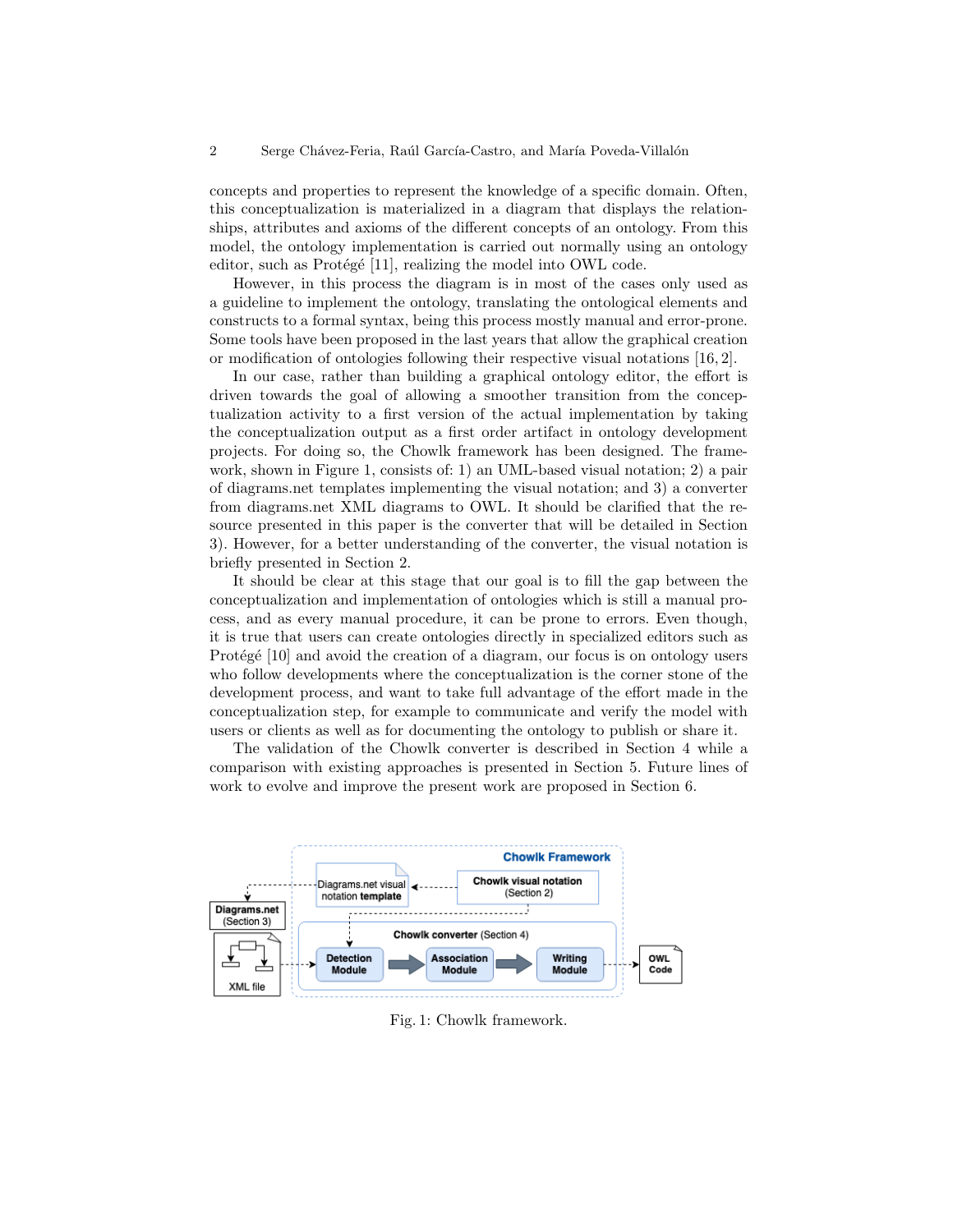concepts and properties to represent the knowledge of a specific domain. Often, this conceptualization is materialized in a diagram that displays the relationships, attributes and axioms of the different concepts of an ontology. From this model, the ontology implementation is carried out normally using an ontology editor, such as Protégé [11], realizing the model into OWL code.

However, in this process the diagram is in most of the cases only used as a guideline to implement the ontology, translating the ontological elements and constructs to a formal syntax, being this process mostly manual and error-prone. Some tools have been proposed in the last years that allow the graphical creation or modification of ontologies following their respective visual notations [16, 2].

In our case, rather than building a graphical ontology editor, the effort is driven towards the goal of allowing a smoother transition from the conceptualization activity to a first version of the actual implementation by taking the conceptualization output as a first order artifact in ontology development projects. For doing so, the Chowlk framework has been designed. The framework, shown in Figure 1, consists of: 1) an UML-based visual notation; 2) a pair of diagrams.net templates implementing the visual notation; and 3) a converter from diagrams.net XML diagrams to OWL. It should be clarified that the resource presented in this paper is the converter that will be detailed in Section 3). However, for a better understanding of the converter, the visual notation is briefly presented in Section 2.

It should be clear at this stage that our goal is to fill the gap between the conceptualization and implementation of ontologies which is still a manual process, and as every manual procedure, it can be prone to errors. Even though, it is true that users can create ontologies directly in specialized editors such as Protégé [10] and avoid the creation of a diagram, our focus is on ontology users who follow developments where the conceptualization is the corner stone of the development process, and want to take full advantage of the effort made in the conceptualization step, for example to communicate and verify the model with users or clients as well as for documenting the ontology to publish or share it.

The validation of the Chowlk converter is described in Section 4 while a comparison with existing approaches is presented in Section 5. Future lines of work to evolve and improve the present work are proposed in Section 6.

Fig. 1: Chowlk framework.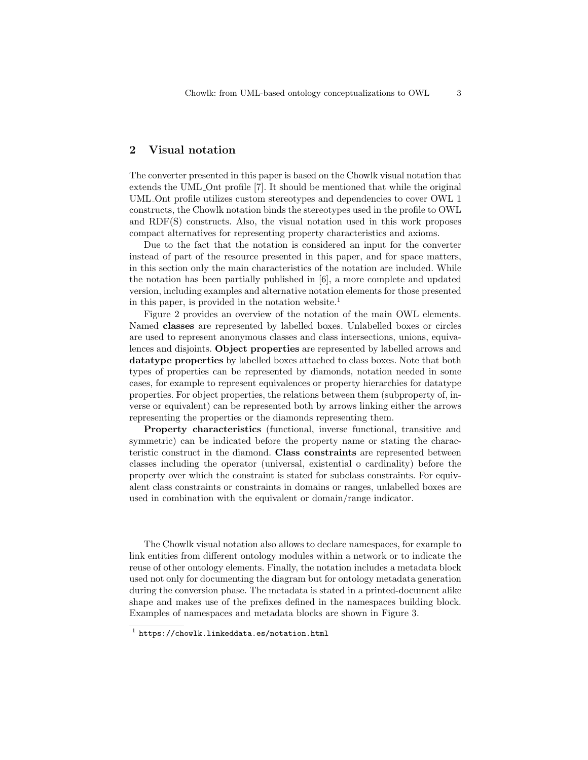## 2 Visual notation

The converter presented in this paper is based on the Chowlk visual notation that extends the UML_Ont profile [7]. It should be mentioned that while the original UML_Ont profile utilizes custom stereotypes and dependencies to cover OWL 1 constructs, the Chowlk notation binds the stereotypes used in the profile to OWL and RDF(S) constructs. Also, the visual notation used in this work proposes compact alternatives for representing property characteristics and axioms.

Due to the fact that the notation is considered an input for the converter instead of part of the resource presented in this paper, and for space matters, in this section only the main characteristics of the notation are included. While the notation has been partially published in [6], a more complete and updated version, including examples and alternative notation elements for those presented in this paper, is provided in the notation website.[1]

Figure 2 provides an overview of the notation of the main OWL elements. Named **classes** are represented by labelled boxes. Unlabelled boxes or circles are used to represent anonymous classes and class intersections, unions, equivalences and disjoints. **Object properties** are represented by labelled arrows and **datatype properties** by labelled boxes attached to class boxes. Note that both types of properties can be represented by diamonds, notation needed in some cases, for example to represent equivalences or property hierarchies for datatype properties. For object properties, the relations between them (subproperty of, inverse or equivalent) can be represented both by arrows linking either the arrows representing the properties or the diamonds representing them.

**Property characteristics** (functional, inverse functional, transitive and symmetric) can be indicated before the property name or stating the characteristic construct in the diamond. **Class constraints** are represented between classes including the operator (universal, existential o cardinality) before the property over which the constraint is stated for subclass constraints. For equivalent class constraints or constraints in domains or ranges, unlabelled boxes are used in combination with the equivalent or domain/range indicator.

The Chowlk visual notation also allows to declare namespaces, for example to link entities from different ontology modules within a network or to indicate the reuse of other ontology elements. Finally, the notation includes a metadata block used not only for documenting the diagram but for ontology metadata generation during the conversion phase. The metadata is stated in a printed-document alike shape and makes use of the prefixes defined in the namespaces building block. Examples of namespaces and metadata blocks are shown in Figure 3.

[1] https://chowlk.linkeddata.es/notation.html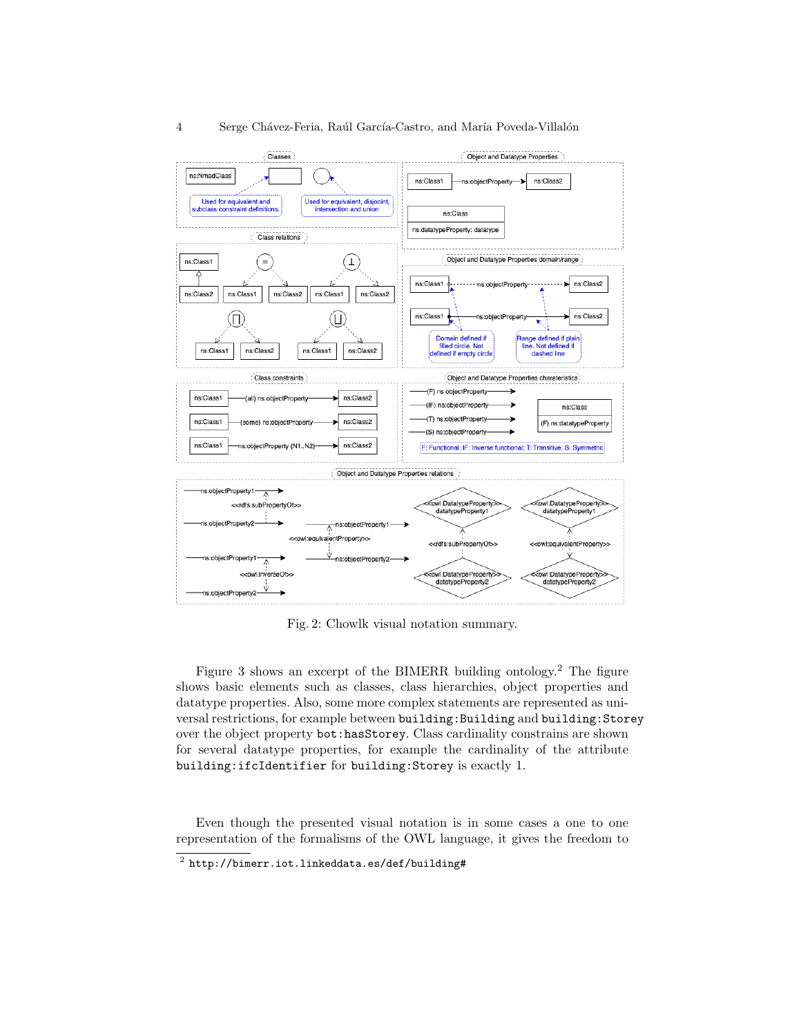Fig. 2: Chowlk visual notation summary.

Figure 3 shows an excerpt of the BIMERR building ontology.[2] The figure shows basic elements such as classes, class hierarchies, object properties and datatype properties. Also, some more complex statements are represented as universal restrictions, for example between `building:Building` and `building:Storey` over the object property `bot:hasStorey`. Class cardinality constrains are shown for several datatype properties, for example the cardinality of the attribute `building:ifcIdentifier` for `building:Storey` is exactly 1.

Even though the presented visual notation is in some cases a one to one representation of the formalisms of the OWL language, it gives the freedom to

[2] `http://bimerr.iot.linkeddata.es/def/building#`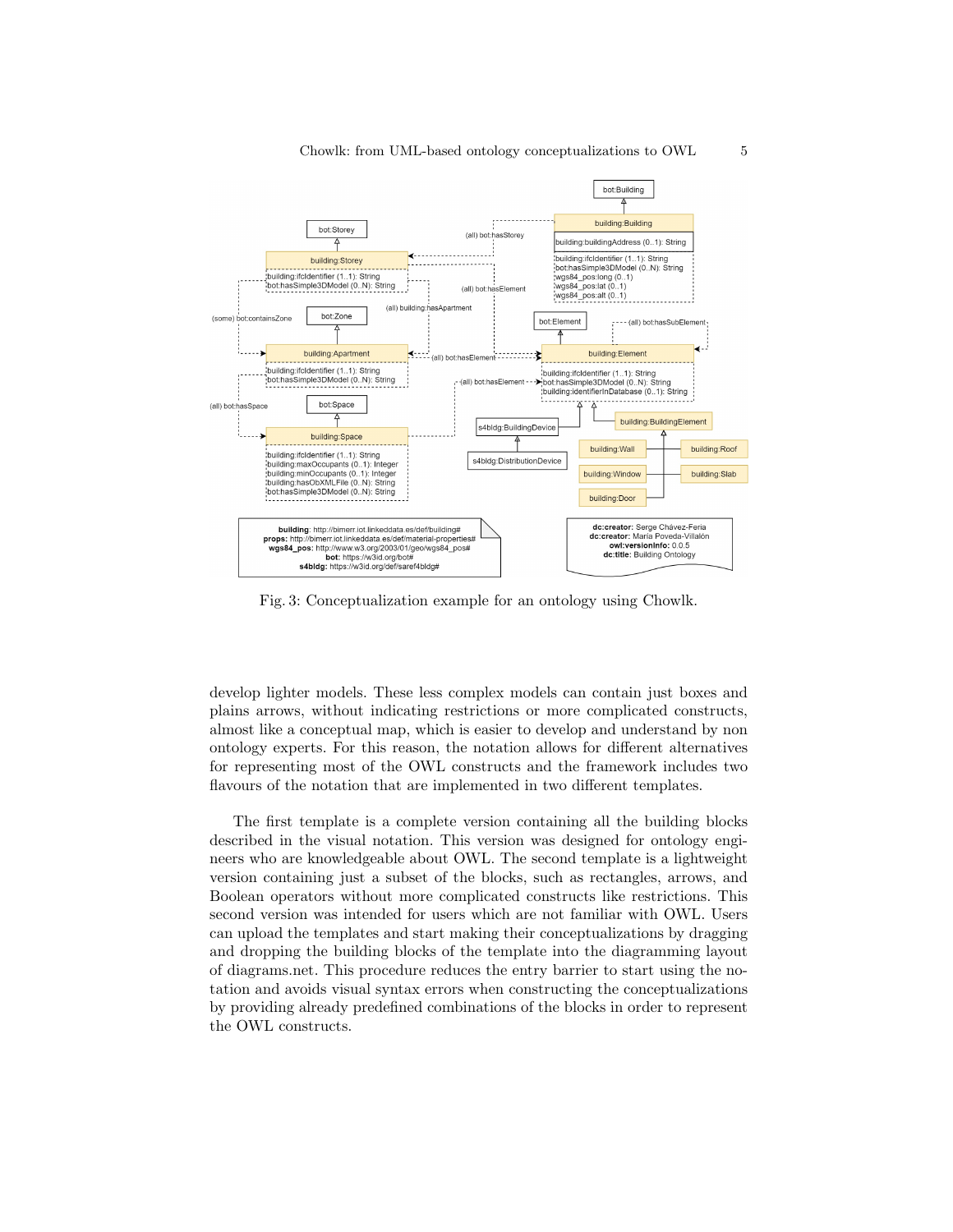Fig. 3: Conceptualization example for an ontology using Chowlk.

develop lighter models. These less complex models can contain just boxes and plains arrows, without indicating restrictions or more complicated constructs, almost like a conceptual map, which is easier to develop and understand by non ontology experts. For this reason, the notation allows for different alternatives for representing most of the OWL constructs and the framework includes two flavours of the notation that are implemented in two different templates.

The first template is a complete version containing all the building blocks described in the visual notation. This version was designed for ontology engineers who are knowledgeable about OWL. The second template is a lightweight version containing just a subset of the blocks, such as rectangles, arrows, and Boolean operators without more complicated constructs like restrictions. This second version was intended for users which are not familiar with OWL. Users can upload the templates and start making their conceptualizations by dragging and dropping the building blocks of the template into the diagramming layout of diagrams.net. This procedure reduces the entry barrier to start using the notation and avoids visual syntax errors when constructing the conceptualizations by providing already predefined combinations of the blocks in order to represent the OWL constructs.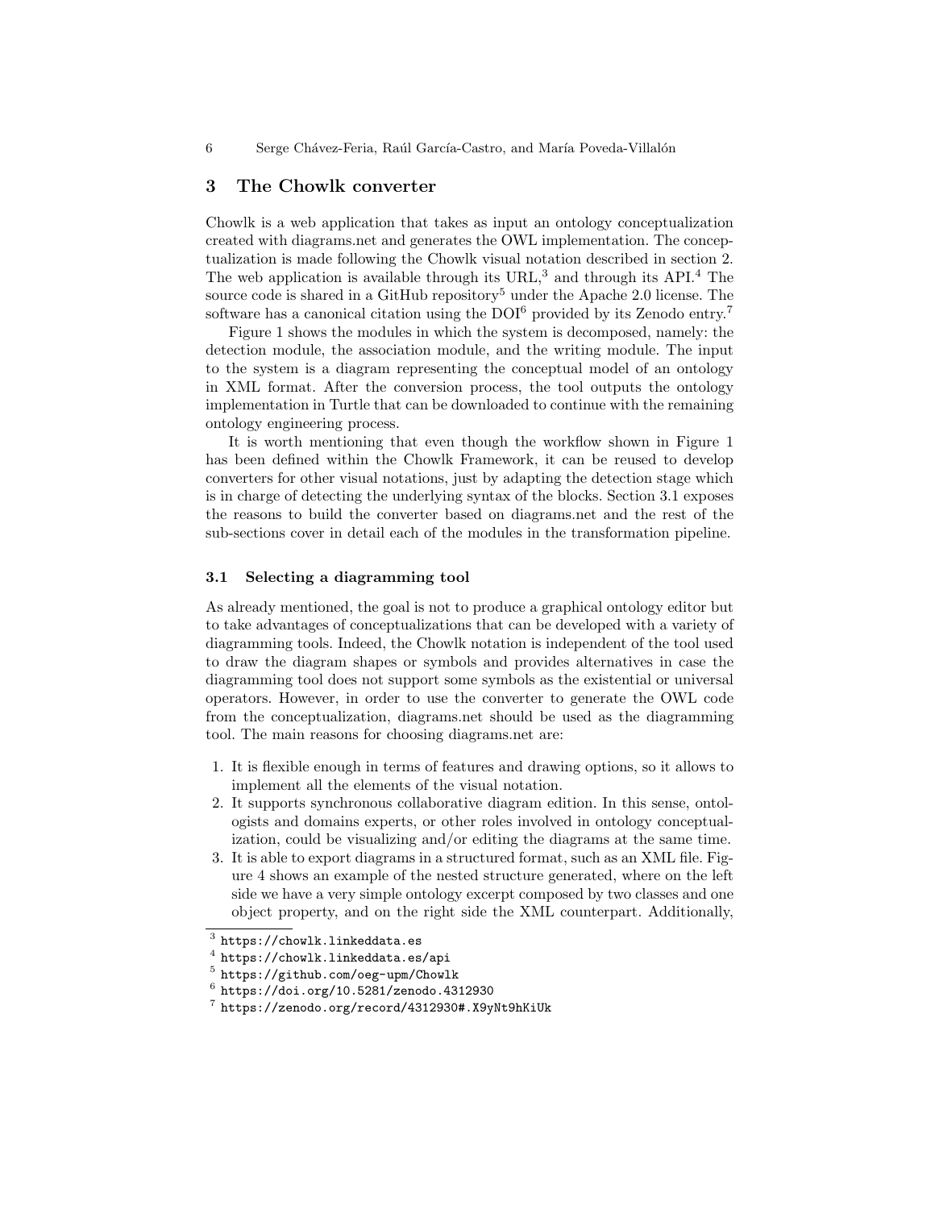## 3 The Chowlk converter

Chowlk is a web application that takes as input an ontology conceptualization created with diagrams.net and generates the OWL implementation. The conceptualization is made following the Chowlk visual notation described in section 2. The web application is available through its URL,[3] and through its API.[4] The source code is shared in a GitHub repository[5] under the Apache 2.0 license. The software has a canonical citation using the DOI[6] provided by its Zenodo entry.[7]

Figure 1 shows the modules in which the system is decomposed, namely: the detection module, the association module, and the writing module. The input to the system is a diagram representing the conceptual model of an ontology in XML format. After the conversion process, the tool outputs the ontology implementation in Turtle that can be downloaded to continue with the remaining ontology engineering process.

It is worth mentioning that even though the workflow shown in Figure 1 has been defined within the Chowlk Framework, it can be reused to develop converters for other visual notations, just by adapting the detection stage which is in charge of detecting the underlying syntax of the blocks. Section 3.1 exposes the reasons to build the converter based on diagrams.net and the rest of the sub-sections cover in detail each of the modules in the transformation pipeline.

### 3.1 Selecting a diagramming tool

As already mentioned, the goal is not to produce a graphical ontology editor but to take advantages of conceptualizations that can be developed with a variety of diagramming tools. Indeed, the Chowlk notation is independent of the tool used to draw the diagram shapes or symbols and provides alternatives in case the diagramming tool does not support some symbols as the existential or universal operators. However, in order to use the converter to generate the OWL code from the conceptualization, diagrams.net should be used as the diagramming tool. The main reasons for choosing diagrams.net are:

1. It is flexible enough in terms of features and drawing options, so it allows to implement all the elements of the visual notation.
2. It supports synchronous collaborative diagram edition. In this sense, ontologists and domains experts, or other roles involved in ontology conceptualization, could be visualizing and/or editing the diagrams at the same time.
3. It is able to export diagrams in a structured format, such as an XML file. Figure 4 shows an example of the nested structure generated, where on the left side we have a very simple ontology excerpt composed by two classes and one object property, and on the right side the XML counterpart. Additionally,

[3] https://chowlk.linkeddata.es

[4] https://chowlk.linkeddata.es/api

[5] https://github.com/oeg-upm/Chowlk

[6] https://doi.org/10.5281/zenodo.4312930

[7] https://zenodo.org/record/4312930#.X9yNt9hKiUk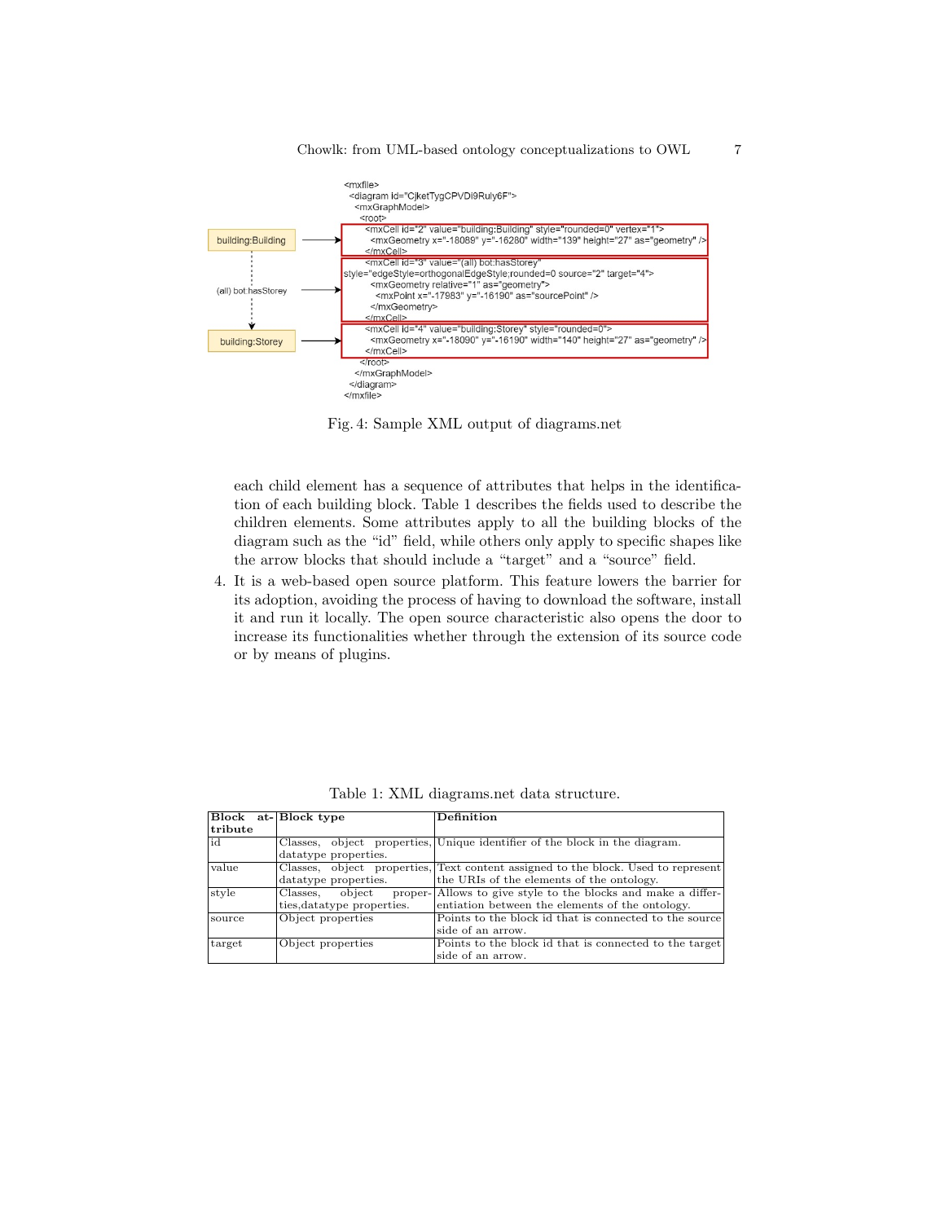```
<mxfile>
  <diagram id="CjketTygCPVDi9Ruly6F">
    <mxGraphModel>
      <root>
        <mxCell id="2" value="building:Building" style="rounded=0" vertex="1">
          <mxGeometry x="-18089" y="-16280" width="139" height="27" as="geometry" />
        </mxCell>
        <mxCell id="3" value="(all) bot:hasStorey"
style="edgeStyle=orthogonalEdgeStyle;rounded=0 source="2" target="4">
          <mxGeometry relative="1" as="geometry">
            <mxPoint x="-17883" y="-16190" as="sourcePoint" />
          </mxGeometry>
        </mxCell>
        <mxCell id="4" value="building:Storey" style="rounded=0">
          <mxGeometry x="-18090" y="-16190" width="140" height="27" as="geometry" />
        </mxCell>
      </root>
    </mxGraphModel>
  </diagram>
</mxfile>
```

Fig. 4: Sample XML output of diagrams.net

each child element has a sequence of attributes that helps in the identification of each building block. Table 1 describes the fields used to describe the children elements. Some attributes apply to all the building blocks of the diagram such as the "id" field, while others only apply to specific shapes like the arrow blocks that should include a "target" and a "source" field.

4. It is a web-based open source platform. This feature lowers the barrier for its adoption, avoiding the process of having to download the software, install it and run it locally. The open source characteristic also opens the door to increase its functionalities whether through the extension of its source code or by means of plugins.

Table 1: XML diagrams.net data structure.

| **Block attribute** | **Block type** | **Definition** |
|---|---|---|
| id | Classes, object properties, datatype properties. | Unique identifier of the block in the diagram. |
| value | Classes, object properties, datatype properties. | Text content assigned to the block. Used to represent the URIs of the elements of the ontology. |
| style | Classes, object properties,datatype properties. | Allows to give style to the blocks and make a differentiation between the elements of the ontology. |
| source | Object properties | Points to the block id that is connected to the source side of an arrow. |
| target | Object properties | Points to the block id that is connected to the target side of an arrow. |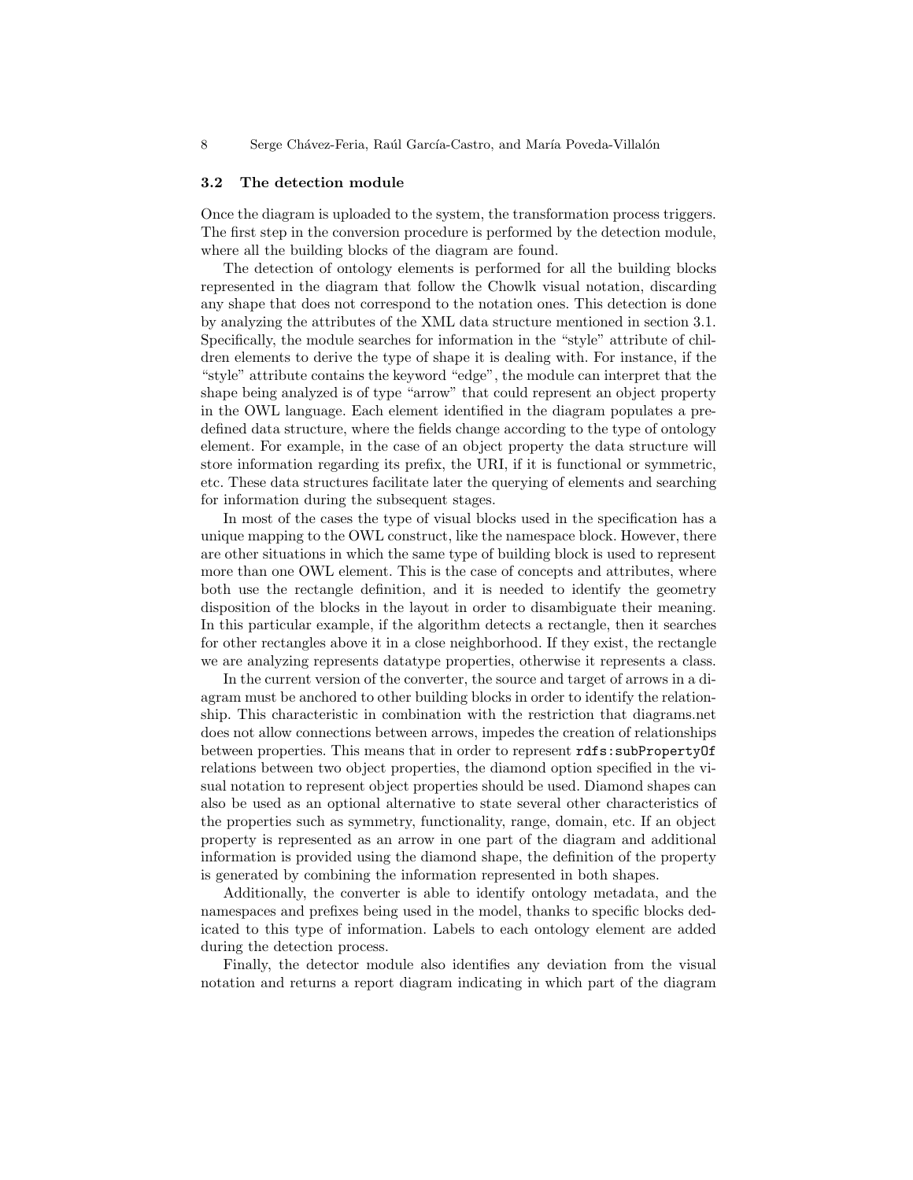### 3.2 The detection module

Once the diagram is uploaded to the system, the transformation process triggers. The first step in the conversion procedure is performed by the detection module, where all the building blocks of the diagram are found.

The detection of ontology elements is performed for all the building blocks represented in the diagram that follow the Chowlk visual notation, discarding any shape that does not correspond to the notation ones. This detection is done by analyzing the attributes of the XML data structure mentioned in section 3.1. Specifically, the module searches for information in the "style" attribute of children elements to derive the type of shape it is dealing with. For instance, if the "style" attribute contains the keyword "edge", the module can interpret that the shape being analyzed is of type "arrow" that could represent an object property in the OWL language. Each element identified in the diagram populates a predefined data structure, where the fields change according to the type of ontology element. For example, in the case of an object property the data structure will store information regarding its prefix, the URI, if it is functional or symmetric, etc. These data structures facilitate later the querying of elements and searching for information during the subsequent stages.

In most of the cases the type of visual blocks used in the specification has a unique mapping to the OWL construct, like the namespace block. However, there are other situations in which the same type of building block is used to represent more than one OWL element. This is the case of concepts and attributes, where both use the rectangle definition, and it is needed to identify the geometry disposition of the blocks in the layout in order to disambiguate their meaning. In this particular example, if the algorithm detects a rectangle, then it searches for other rectangles above it in a close neighborhood. If they exist, the rectangle we are analyzing represents datatype properties, otherwise it represents a class.

In the current version of the converter, the source and target of arrows in a diagram must be anchored to other building blocks in order to identify the relationship. This characteristic in combination with the restriction that diagrams.net does not allow connections between arrows, impedes the creation of relationships between properties. This means that in order to represent `rdfs:subPropertyOf` relations between two object properties, the diamond option specified in the visual notation to represent object properties should be used. Diamond shapes can also be used as an optional alternative to state several other characteristics of the properties such as symmetry, functionality, range, domain, etc. If an object property is represented as an arrow in one part of the diagram and additional information is provided using the diamond shape, the definition of the property is generated by combining the information represented in both shapes.

Additionally, the converter is able to identify ontology metadata, and the namespaces and prefixes being used in the model, thanks to specific blocks dedicated to this type of information. Labels to each ontology element are added during the detection process.

Finally, the detector module also identifies any deviation from the visual notation and returns a report diagram indicating in which part of the diagram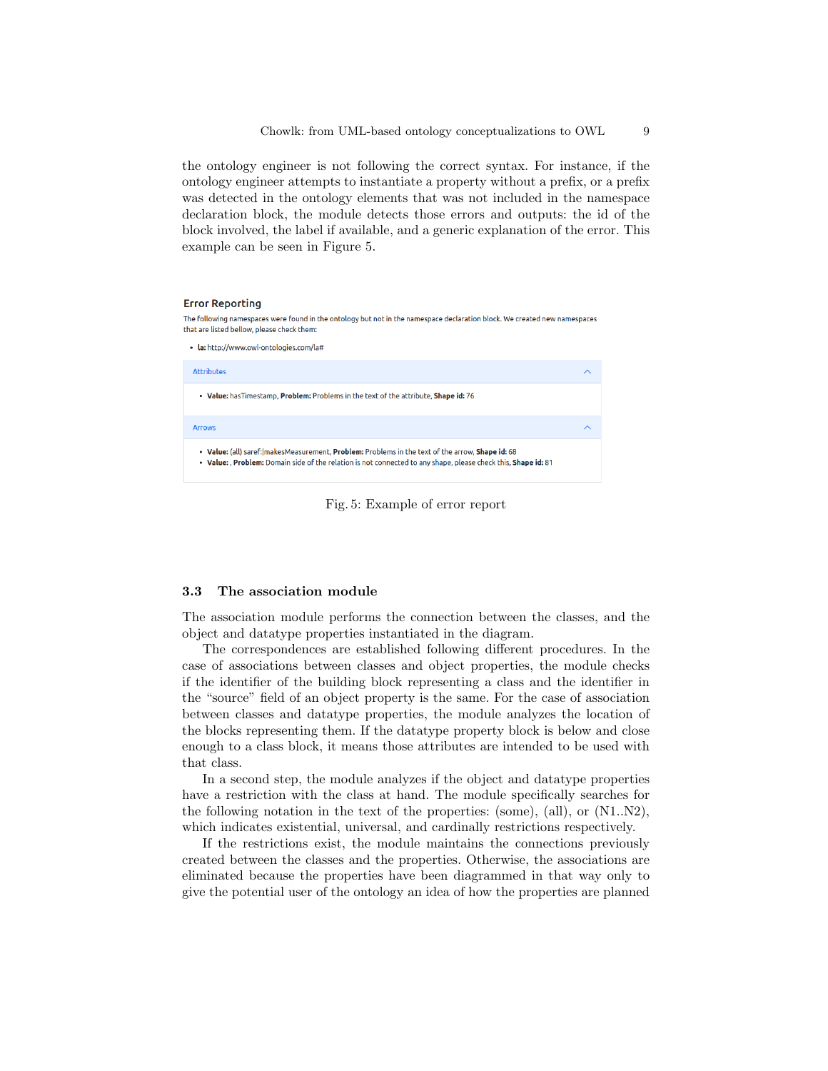the ontology engineer is not following the correct syntax. For instance, if the ontology engineer attempts to instantiate a property without a prefix, or a prefix was detected in the ontology elements that was not included in the namespace declaration block, the module detects those errors and outputs: the id of the block involved, the label if available, and a generic explanation of the error. This example can be seen in Figure 5.

**Error Reporting**

The following namespaces were found in the ontology but not in the namespace declaration block. We created new namespaces that are listed bellow, please check them:

- **la:** http://www.owl-ontologies.com/la#

Attributes

- **Value:** hasTimestamp, **Problem:** Problems in the text of the attribute, **Shape id:** 76

Arrows

- **Value:** (all) saref:|makesMeasurement, **Problem:** Problems in the text of the arrow, **Shape id:** 68
- **Value:** , **Problem:** Domain side of the relation is not connected to any shape, please check this, **Shape id:** 81

Fig. 5: Example of error report

### 3.3 The association module

The association module performs the connection between the classes, and the object and datatype properties instantiated in the diagram.

The correspondences are established following different procedures. In the case of associations between classes and object properties, the module checks if the identifier of the building block representing a class and the identifier in the "source" field of an object property is the same. For the case of association between classes and datatype properties, the module analyzes the location of the blocks representing them. If the datatype property block is below and close enough to a class block, it means those attributes are intended to be used with that class.

In a second step, the module analyzes if the object and datatype properties have a restriction with the class at hand. The module specifically searches for the following notation in the text of the properties: (some), (all), or (N1..N2), which indicates existential, universal, and cardinally restrictions respectively.

If the restrictions exist, the module maintains the connections previously created between the classes and the properties. Otherwise, the associations are eliminated because the properties have been diagrammed in that way only to give the potential user of the ontology an idea of how the properties are planned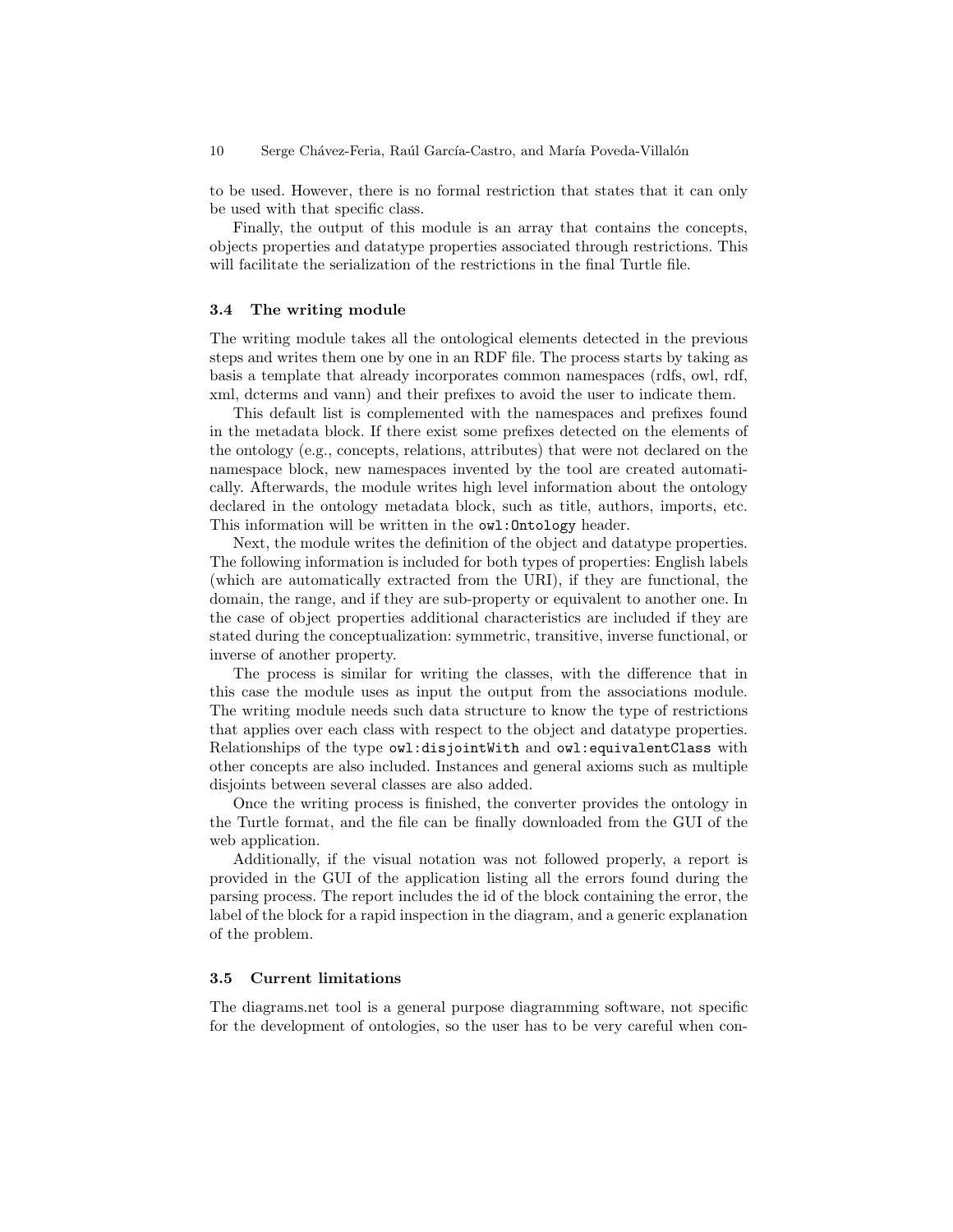to be used. However, there is no formal restriction that states that it can only be used with that specific class.

Finally, the output of this module is an array that contains the concepts, objects properties and datatype properties associated through restrictions. This will facilitate the serialization of the restrictions in the final Turtle file.

### 3.4 The writing module

The writing module takes all the ontological elements detected in the previous steps and writes them one by one in an RDF file. The process starts by taking as basis a template that already incorporates common namespaces (rdfs, owl, rdf, xml, dcterms and vann) and their prefixes to avoid the user to indicate them.

This default list is complemented with the namespaces and prefixes found in the metadata block. If there exist some prefixes detected on the elements of the ontology (e.g., concepts, relations, attributes) that were not declared on the namespace block, new namespaces invented by the tool are created automatically. Afterwards, the module writes high level information about the ontology declared in the ontology metadata block, such as title, authors, imports, etc. This information will be written in the `owl:Ontology` header.

Next, the module writes the definition of the object and datatype properties. The following information is included for both types of properties: English labels (which are automatically extracted from the URI), if they are functional, the domain, the range, and if they are sub-property or equivalent to another one. In the case of object properties additional characteristics are included if they are stated during the conceptualization: symmetric, transitive, inverse functional, or inverse of another property.

The process is similar for writing the classes, with the difference that in this case the module uses as input the output from the associations module. The writing module needs such data structure to know the type of restrictions that applies over each class with respect to the object and datatype properties. Relationships of the type `owl:disjointWith` and `owl:equivalentClass` with other concepts are also included. Instances and general axioms such as multiple disjoints between several classes are also added.

Once the writing process is finished, the converter provides the ontology in the Turtle format, and the file can be finally downloaded from the GUI of the web application.

Additionally, if the visual notation was not followed properly, a report is provided in the GUI of the application listing all the errors found during the parsing process. The report includes the id of the block containing the error, the label of the block for a rapid inspection in the diagram, and a generic explanation of the problem.

### 3.5 Current limitations

The diagrams.net tool is a general purpose diagramming software, not specific for the development of ontologies, so the user has to be very careful when con-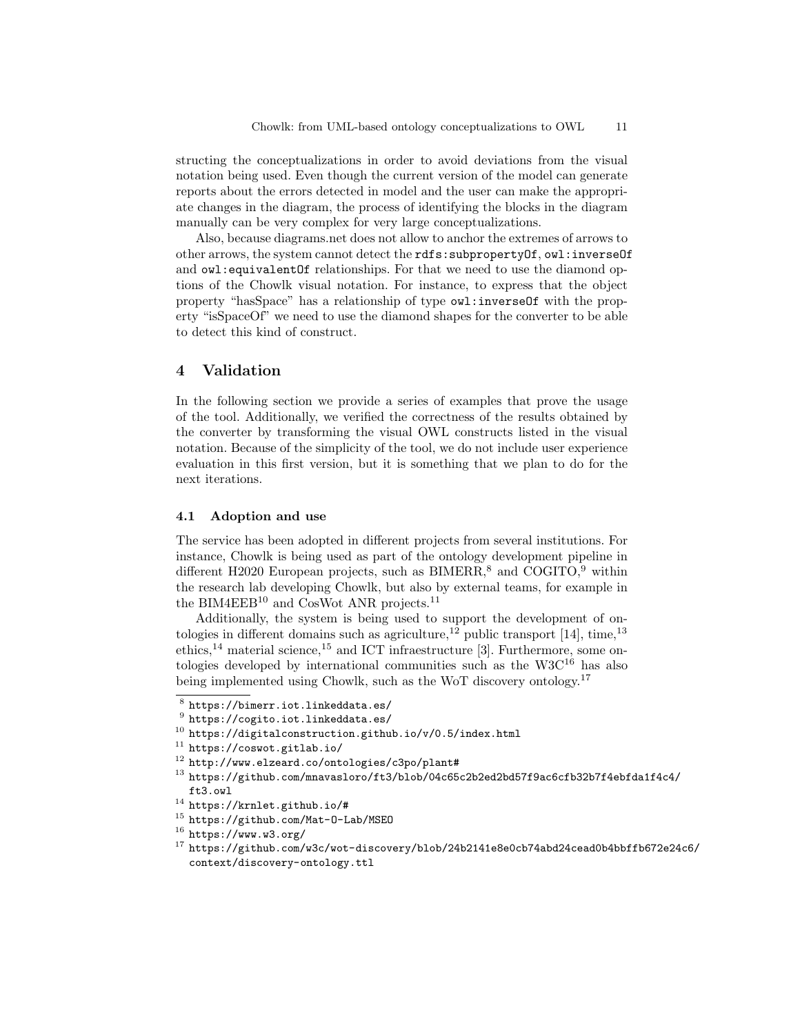structing the conceptualizations in order to avoid deviations from the visual notation being used. Even though the current version of the model can generate reports about the errors detected in model and the user can make the appropriate changes in the diagram, the process of identifying the blocks in the diagram manually can be very complex for very large conceptualizations.

Also, because diagrams.net does not allow to anchor the extremes of arrows to other arrows, the system cannot detect the `rdfs:subpropertyOf`, `owl:inverseOf` and `owl:equivalentOf` relationships. For that we need to use the diamond options of the Chowlk visual notation. For instance, to express that the object property "hasSpace" has a relationship of type `owl:inverseOf` with the property "isSpaceOf" we need to use the diamond shapes for the converter to be able to detect this kind of construct.

## 4 Validation

In the following section we provide a series of examples that prove the usage of the tool. Additionally, we verified the correctness of the results obtained by the converter by transforming the visual OWL constructs listed in the visual notation. Because of the simplicity of the tool, we do not include user experience evaluation in this first version, but it is something that we plan to do for the next iterations.

### 4.1 Adoption and use

The service has been adopted in different projects from several institutions. For instance, Chowlk is being used as part of the ontology development pipeline in different H2020 European projects, such as BIMERR,[8] and COGITO,[9] within the research lab developing Chowlk, but also by external teams, for example in the BIM4EEB[10] and CosWot ANR projects.[11]

Additionally, the system is being used to support the development of ontologies in different domains such as agriculture,[12] public transport [14], time,[13] ethics,[14] material science,[15] and ICT infraestructure [3]. Furthermore, some ontologies developed by international communities such as the W3C[16] has also being implemented using Chowlk, such as the WoT discovery ontology.[17]

---

[8] https://bimerr.iot.linkeddata.es/

[9] https://cogito.iot.linkeddata.es/

[10] https://digitalconstruction.github.io/v/0.5/index.html

[11] https://coswot.gitlab.io/

[12] http://www.elzeard.co/ontologies/c3po/plant#

[13] https://github.com/mnavasloro/ft3/blob/04c65c2b2ed2bd57f9ac6cfb32b7f4ebfda1f4c4/ft3.owl

[14] https://krnlet.github.io/#

[15] https://github.com/Mat-O-Lab/MSEO

[16] https://www.w3.org/

[17] https://github.com/w3c/wot-discovery/blob/24b2141e8e0cb74abd24cead0b4bbffb672e24c6/context/discovery-ontology.ttl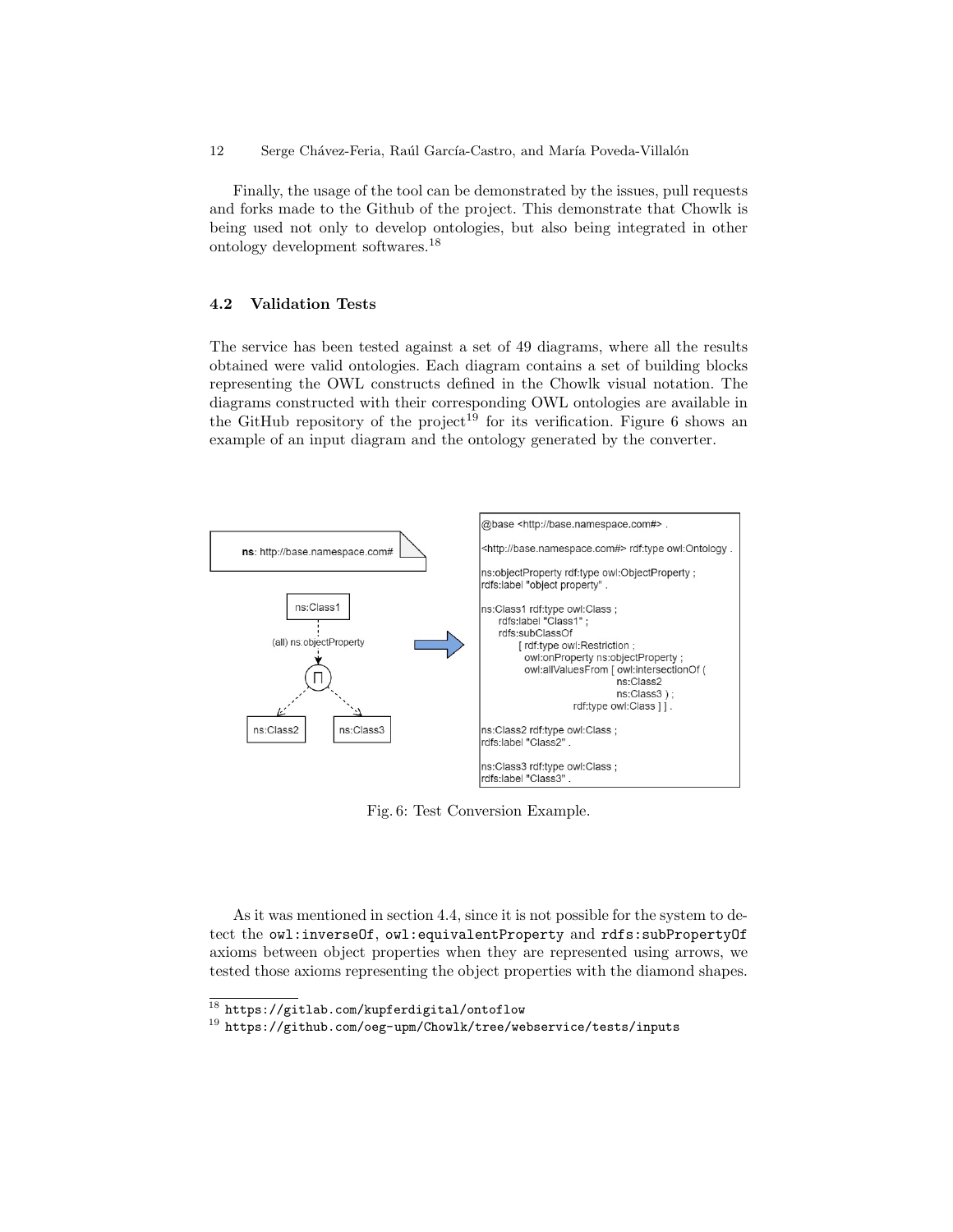Finally, the usage of the tool can be demonstrated by the issues, pull requests and forks made to the Github of the project. This demonstrate that Chowlk is being used not only to develop ontologies, but also being integrated in other ontology development softwares.[18]

### 4.2 Validation Tests

The service has been tested against a set of 49 diagrams, where all the results obtained were valid ontologies. Each diagram contains a set of building blocks representing the OWL constructs defined in the Chowlk visual notation. The diagrams constructed with their corresponding OWL ontologies are available in the GitHub repository of the project[19] for its verification. Figure 6 shows an example of an input diagram and the ontology generated by the converter.

```
@base <http://base.namespace.com#> .

<http://base.namespace.com#> rdf:type owl:Ontology .

ns:objectProperty rdf:type owl:ObjectProperty ;
rdfs:label "object property" .

ns:Class1 rdf:type owl:Class ;
    rdfs:label "Class1" ;
    rdfs:subClassOf
        [ rdf:type owl:Restriction ;
          owl:onProperty ns:objectProperty ;
          owl:allValuesFrom [ owl:intersectionOf (
                                ns:Class2
                                ns:Class3 ) ;
                     rdf:type owl:Class ] ] .

ns:Class2 rdf:type owl:Class ;
rdfs:label "Class2" .

ns:Class3 rdf:type owl:Class ;
rdfs:label "Class3" .
```

Fig. 6: Test Conversion Example.

As it was mentioned in section 4.4, since it is not possible for the system to detect the `owl:inverseOf`, `owl:equivalentProperty` and `rdfs:subPropertyOf` axioms between object properties when they are represented using arrows, we tested those axioms representing the object properties with the diamond shapes.

[18] https://gitlab.com/kupferdigital/ontoflow

[19] https://github.com/oeg-upm/Chowlk/tree/webservice/tests/inputs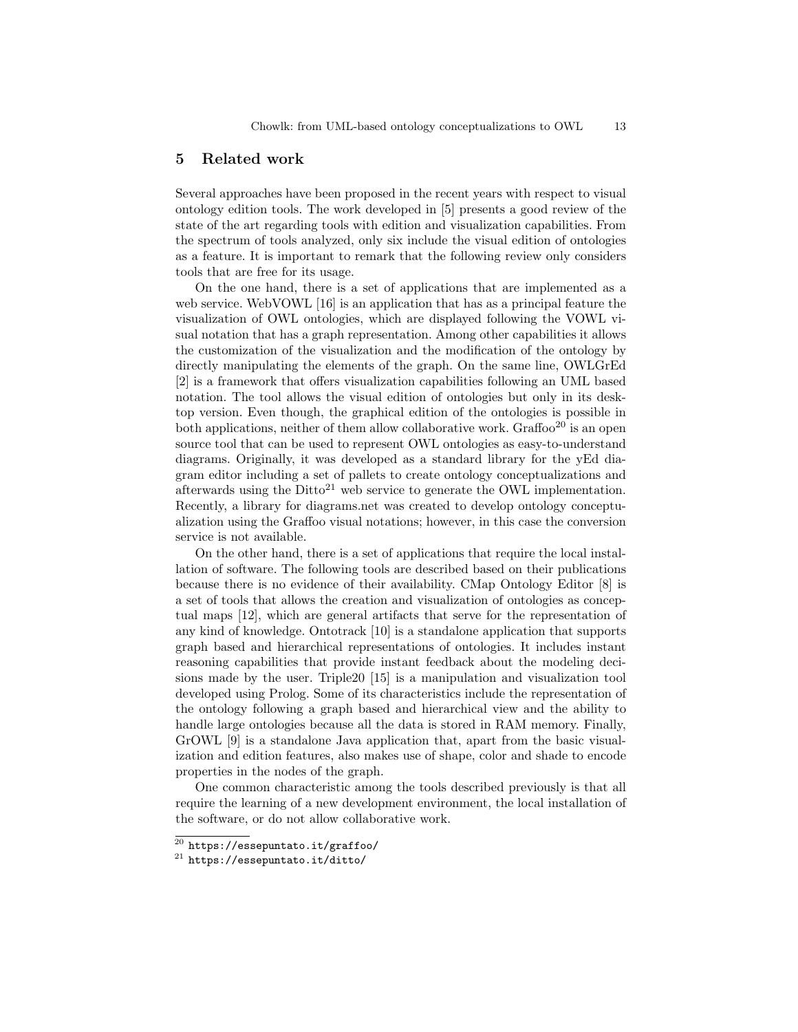## 5 Related work

Several approaches have been proposed in the recent years with respect to visual ontology edition tools. The work developed in [5] presents a good review of the state of the art regarding tools with edition and visualization capabilities. From the spectrum of tools analyzed, only six include the visual edition of ontologies as a feature. It is important to remark that the following review only considers tools that are free for its usage.

On the one hand, there is a set of applications that are implemented as a web service. WebVOWL [16] is an application that has as a principal feature the visualization of OWL ontologies, which are displayed following the VOWL visual notation that has a graph representation. Among other capabilities it allows the customization of the visualization and the modification of the ontology by directly manipulating the elements of the graph. On the same line, OWLGrEd [2] is a framework that offers visualization capabilities following an UML based notation. The tool allows the visual edition of ontologies but only in its desktop version. Even though, the graphical edition of the ontologies is possible in both applications, neither of them allow collaborative work. Graffoo[20] is an open source tool that can be used to represent OWL ontologies as easy-to-understand diagrams. Originally, it was developed as a standard library for the yEd diagram editor including a set of pallets to create ontology conceptualizations and afterwards using the Ditto[21] web service to generate the OWL implementation. Recently, a library for diagrams.net was created to develop ontology conceptualization using the Graffoo visual notations; however, in this case the conversion service is not available.

On the other hand, there is a set of applications that require the local installation of software. The following tools are described based on their publications because there is no evidence of their availability. CMap Ontology Editor [8] is a set of tools that allows the creation and visualization of ontologies as conceptual maps [12], which are general artifacts that serve for the representation of any kind of knowledge. Ontotrack [10] is a standalone application that supports graph based and hierarchical representations of ontologies. It includes instant reasoning capabilities that provide instant feedback about the modeling decisions made by the user. Triple20 [15] is a manipulation and visualization tool developed using Prolog. Some of its characteristics include the representation of the ontology following a graph based and hierarchical view and the ability to handle large ontologies because all the data is stored in RAM memory. Finally, GrOWL [9] is a standalone Java application that, apart from the basic visualization and edition features, also makes use of shape, color and shade to encode properties in the nodes of the graph.

One common characteristic among the tools described previously is that all require the learning of a new development environment, the local installation of the software, or do not allow collaborative work.

[20] `https://essepuntato.it/graffoo/`

[21] `https://essepuntato.it/ditto/`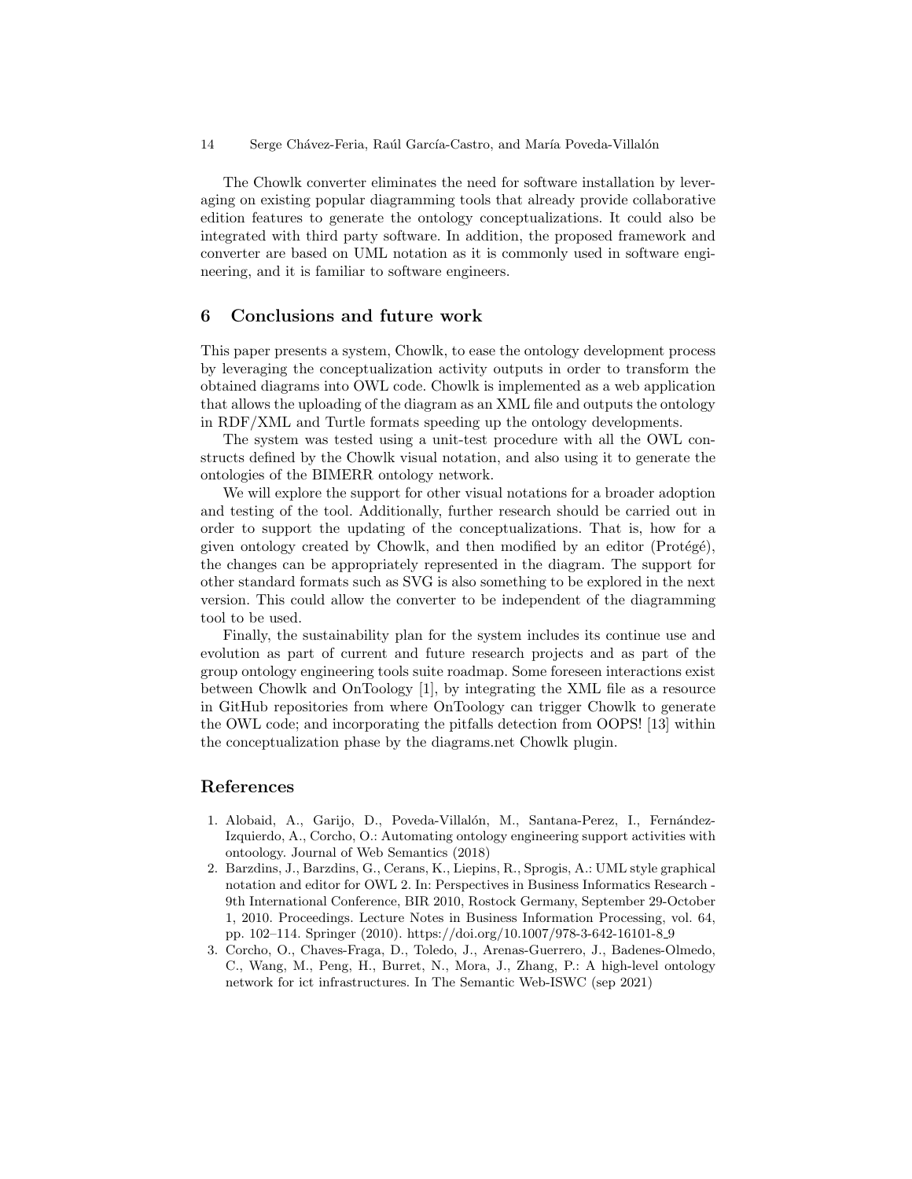The Chowlk converter eliminates the need for software installation by leveraging on existing popular diagramming tools that already provide collaborative edition features to generate the ontology conceptualizations. It could also be integrated with third party software. In addition, the proposed framework and converter are based on UML notation as it is commonly used in software engineering, and it is familiar to software engineers.

## 6 Conclusions and future work

This paper presents a system, Chowlk, to ease the ontology development process by leveraging the conceptualization activity outputs in order to transform the obtained diagrams into OWL code. Chowlk is implemented as a web application that allows the uploading of the diagram as an XML file and outputs the ontology in RDF/XML and Turtle formats speeding up the ontology developments.

The system was tested using a unit-test procedure with all the OWL constructs defined by the Chowlk visual notation, and also using it to generate the ontologies of the BIMERR ontology network.

We will explore the support for other visual notations for a broader adoption and testing of the tool. Additionally, further research should be carried out in order to support the updating of the conceptualizations. That is, how for a given ontology created by Chowlk, and then modified by an editor (Protégé), the changes can be appropriately represented in the diagram. The support for other standard formats such as SVG is also something to be explored in the next version. This could allow the converter to be independent of the diagramming tool to be used.

Finally, the sustainability plan for the system includes its continue use and evolution as part of current and future research projects and as part of the group ontology engineering tools suite roadmap. Some foreseen interactions exist between Chowlk and OnToology [1], by integrating the XML file as a resource in GitHub repositories from where OnToology can trigger Chowlk to generate the OWL code; and incorporating the pitfalls detection from OOPS! [13] within the conceptualization phase by the diagrams.net Chowlk plugin.

## References

1. Alobaid, A., Garijo, D., Poveda-Villalón, M., Santana-Perez, I., Fernández-Izquierdo, A., Corcho, O.: Automating ontology engineering support activities with ontoology. Journal of Web Semantics (2018)
2. Barzdins, J., Barzdins, G., Cerans, K., Liepins, R., Sprogis, A.: UML style graphical notation and editor for OWL 2. In: Perspectives in Business Informatics Research - 9th International Conference, BIR 2010, Rostock Germany, September 29-October 1, 2010. Proceedings. Lecture Notes in Business Information Processing, vol. 64, pp. 102–114. Springer (2010). https://doi.org/10.1007/978-3-642-16101-8_9
3. Corcho, O., Chaves-Fraga, D., Toledo, J., Arenas-Guerrero, J., Badenes-Olmedo, C., Wang, M., Peng, H., Burret, N., Mora, J., Zhang, P.: A high-level ontology network for ict infrastructures. In The Semantic Web-ISWC (sep 2021)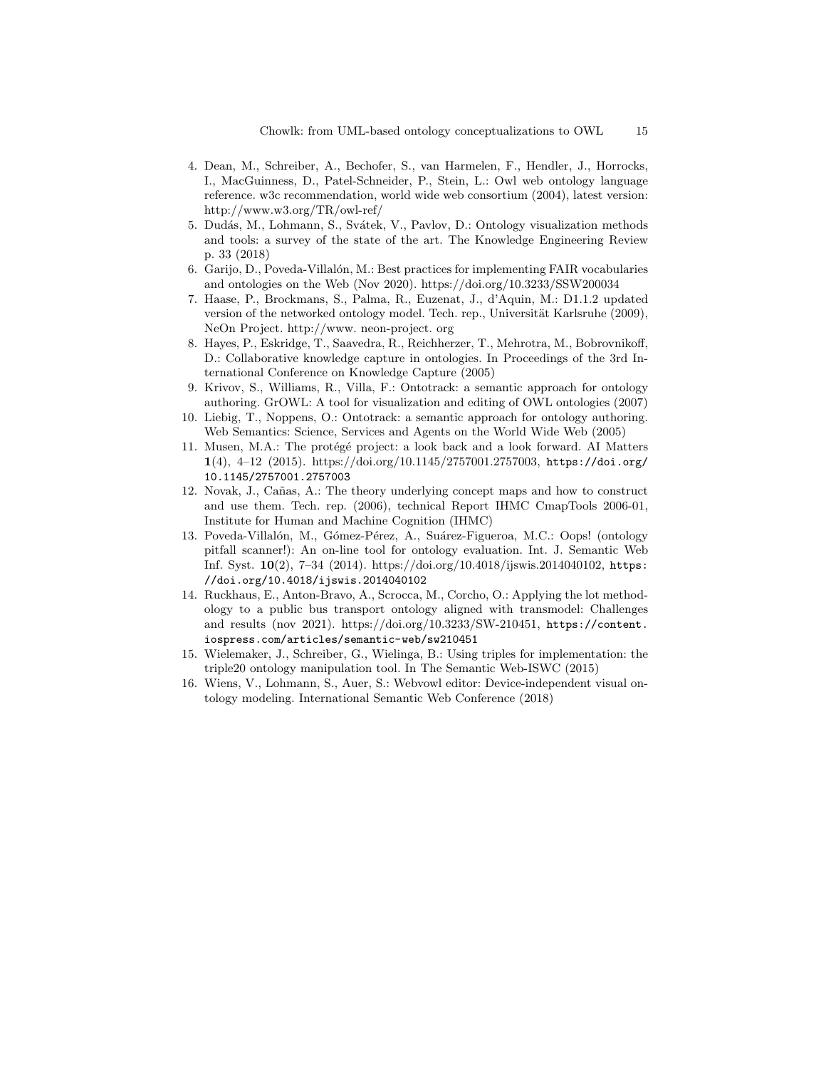4. Dean, M., Schreiber, A., Bechofer, S., van Harmelen, F., Hendler, J., Horrocks, I., MacGuinness, D., Patel-Schneider, P., Stein, L.: Owl web ontology language reference. w3c recommendation, world wide web consortium (2004), latest version: http://www.w3.org/TR/owl-ref/
5. Dudás, M., Lohmann, S., Svátek, V., Pavlov, D.: Ontology visualization methods and tools: a survey of the state of the art. The Knowledge Engineering Review p. 33 (2018)
6. Garijo, D., Poveda-Villalón, M.: Best practices for implementing FAIR vocabularies and ontologies on the Web (Nov 2020). https://doi.org/10.3233/SSW200034
7. Haase, P., Brockmans, S., Palma, R., Euzenat, J., d'Aquin, M.: D1.1.2 updated version of the networked ontology model. Tech. rep., Universität Karlsruhe (2009), NeOn Project. http://www. neon-project. org
8. Hayes, P., Eskridge, T., Saavedra, R., Reichherzer, T., Mehrotra, M., Bobrovnikoff, D.: Collaborative knowledge capture in ontologies. In Proceedings of the 3rd International Conference on Knowledge Capture (2005)
9. Krivov, S., Williams, R., Villa, F.: Ontotrack: a semantic approach for ontology authoring. GrOWL: A tool for visualization and editing of OWL ontologies (2007)
10. Liebig, T., Noppens, O.: Ontotrack: a semantic approach for ontology authoring. Web Semantics: Science, Services and Agents on the World Wide Web (2005)
11. Musen, M.A.: The protégé project: a look back and a look forward. AI Matters **1**(4), 4–12 (2015). https://doi.org/10.1145/2757001.2757003, https://doi.org/10.1145/2757001.2757003
12. Novak, J., Cañas, A.: The theory underlying concept maps and how to construct and use them. Tech. rep. (2006), technical Report IHMC CmapTools 2006-01, Institute for Human and Machine Cognition (IHMC)
13. Poveda-Villalón, M., Gómez-Pérez, A., Suárez-Figueroa, M.C.: Oops! (ontology pitfall scanner!): An on-line tool for ontology evaluation. Int. J. Semantic Web Inf. Syst. **10**(2), 7–34 (2014). https://doi.org/10.4018/ijswis.2014040102, https://doi.org/10.4018/ijswis.2014040102
14. Ruckhaus, E., Anton-Bravo, A., Scrocca, M., Corcho, O.: Applying the lot methodology to a public bus transport ontology aligned with transmodel: Challenges and results (nov 2021). https://doi.org/10.3233/SW-210451, https://content.iospress.com/articles/semantic-web/sw210451
15. Wielemaker, J., Schreiber, G., Wielinga, B.: Using triples for implementation: the triple20 ontology manipulation tool. In The Semantic Web-ISWC (2015)
16. Wiens, V., Lohmann, S., Auer, S.: Webvowl editor: Device-independent visual ontology modeling. International Semantic Web Conference (2018)